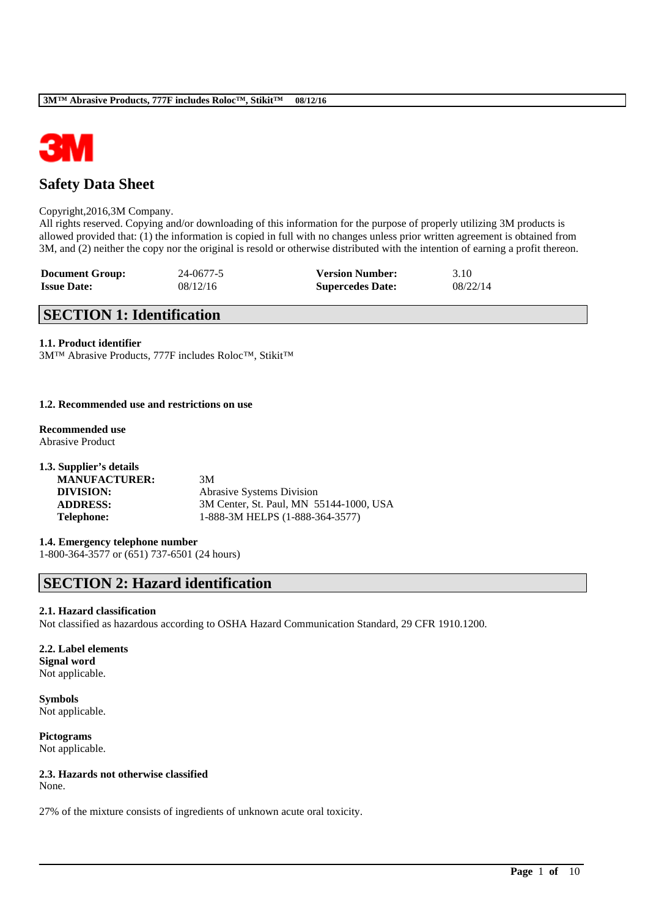# Safety Data Sheet

Copyright,2016,3M Company.
All rights reserved. Copying and/or downloading of this information for the purpose of properly utilizing 3M products is allowed provided that: (1) the information is copied in full with no changes unless prior written agreement is obtained from 3M, and (2) neither the copy nor the original is resold or otherwise distributed with the intention of earning a profit thereon.

| | | | |
|---|---|---|---|
| **Document Group:** | 24-0677-5 | **Version Number:** | 3.10 |
| **Issue Date:** | 08/12/16 | **Supercedes Date:** | 08/22/14 |

## SECTION 1: Identification

**1.1. Product identifier**
3M™ Abrasive Products, 777F includes Roloc™, Stikit™

**1.2. Recommended use and restrictions on use**

**Recommended use**
Abrasive Product

**1.3. Supplier's details**

| | |
|---|---|
| **MANUFACTURER:** | 3M |
| **DIVISION:** | Abrasive Systems Division |
| **ADDRESS:** | 3M Center, St. Paul, MN 55144-1000, USA |
| **Telephone:** | 1-888-3M HELPS (1-888-364-3577) |

**1.4. Emergency telephone number**
1-800-364-3577 or (651) 737-6501 (24 hours)

## SECTION 2: Hazard identification

**2.1. Hazard classification**
Not classified as hazardous according to OSHA Hazard Communication Standard, 29 CFR 1910.1200.

**2.2. Label elements**
**Signal word**
Not applicable.

**Symbols**
Not applicable.

**Pictograms**
Not applicable.

**2.3. Hazards not otherwise classified**
None.

27% of the mixture consists of ingredients of unknown acute oral toxicity.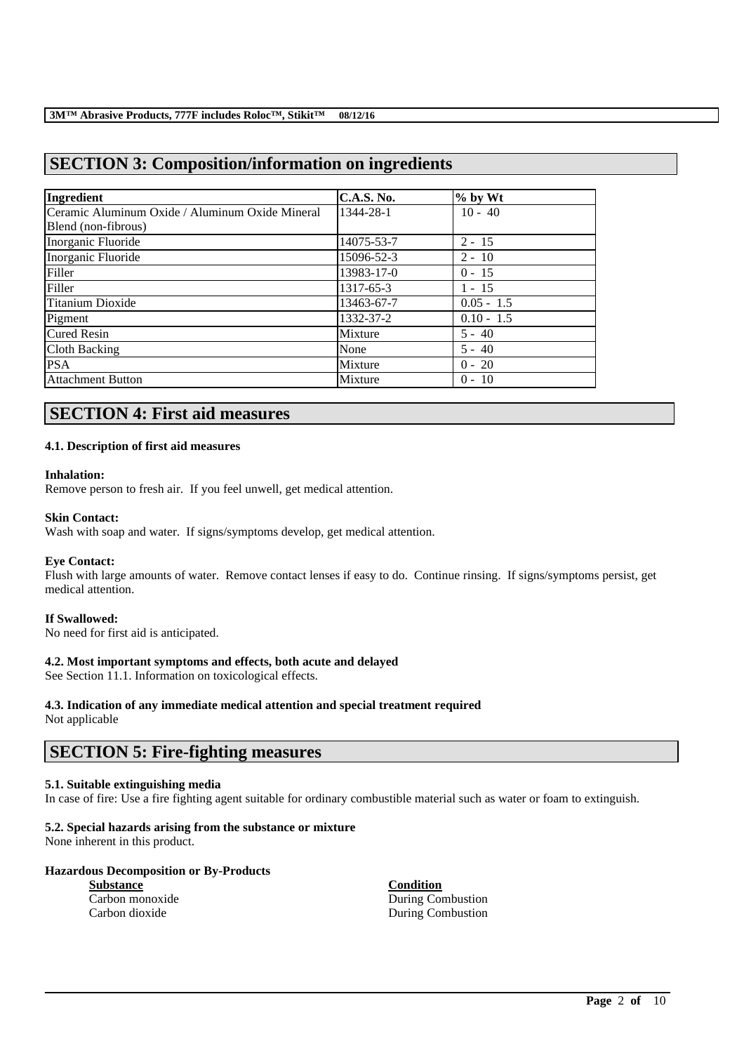## SECTION 3: Composition/information on ingredients

| Ingredient | C.A.S. No. | % by Wt |
|---|---|---|
| Ceramic Aluminum Oxide / Aluminum Oxide Mineral Blend (non-fibrous) | 1344-28-1 | 10 - 40 |
| Inorganic Fluoride | 14075-53-7 | 2 - 15 |
| Inorganic Fluoride | 15096-52-3 | 2 - 10 |
| Filler | 13983-17-0 | 0 - 15 |
| Filler | 1317-65-3 | 1 - 15 |
| Titanium Dioxide | 13463-67-7 | 0.05 - 1.5 |
| Pigment | 1332-37-2 | 0.10 - 1.5 |
| Cured Resin | Mixture | 5 - 40 |
| Cloth Backing | None | 5 - 40 |
| PSA | Mixture | 0 - 20 |
| Attachment Button | Mixture | 0 - 10 |

## SECTION 4: First aid measures

### 4.1. Description of first aid measures

**Inhalation:**
Remove person to fresh air. If you feel unwell, get medical attention.

**Skin Contact:**
Wash with soap and water. If signs/symptoms develop, get medical attention.

**Eye Contact:**
Flush with large amounts of water. Remove contact lenses if easy to do. Continue rinsing. If signs/symptoms persist, get medical attention.

**If Swallowed:**
No need for first aid is anticipated.

### 4.2. Most important symptoms and effects, both acute and delayed

See Section 11.1. Information on toxicological effects.

### 4.3. Indication of any immediate medical attention and special treatment required

Not applicable

## SECTION 5: Fire-fighting measures

### 5.1. Suitable extinguishing media

In case of fire: Use a fire fighting agent suitable for ordinary combustible material such as water or foam to extinguish.

### 5.2. Special hazards arising from the substance or mixture

None inherent in this product.

**Hazardous Decomposition or By-Products**

| Substance | Condition |
|---|---|
| Carbon monoxide | During Combustion |
| Carbon dioxide | During Combustion |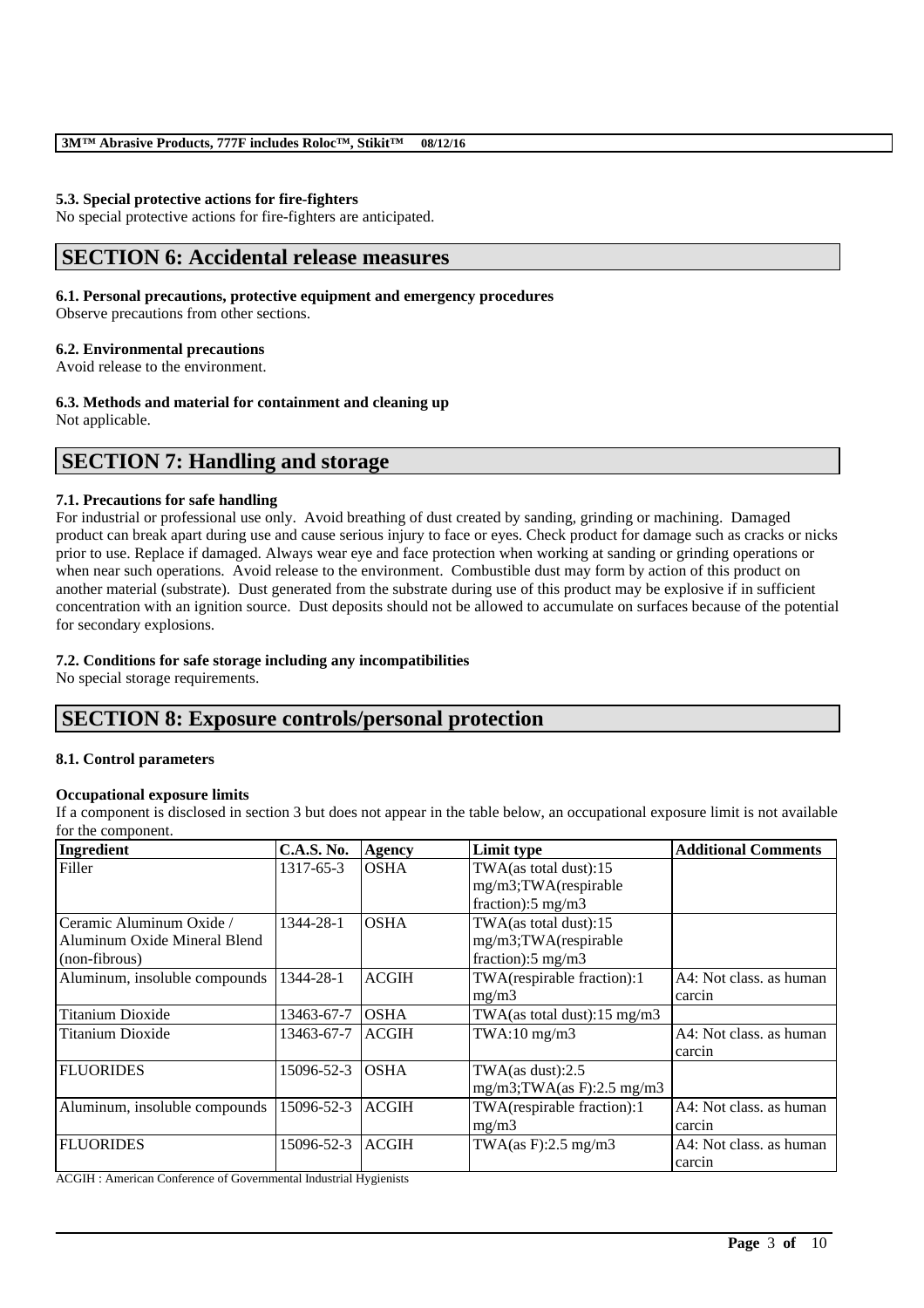#### 5.3. Special protective actions for fire-fighters

No special protective actions for fire-fighters are anticipated.

## SECTION 6: Accidental release measures

#### 6.1. Personal precautions, protective equipment and emergency procedures

Observe precautions from other sections.

#### 6.2. Environmental precautions

Avoid release to the environment.

#### 6.3. Methods and material for containment and cleaning up

Not applicable.

## SECTION 7: Handling and storage

#### 7.1. Precautions for safe handling

For industrial or professional use only. Avoid breathing of dust created by sanding, grinding or machining. Damaged product can break apart during use and cause serious injury to face or eyes. Check product for damage such as cracks or nicks prior to use. Replace if damaged. Always wear eye and face protection when working at sanding or grinding operations or when near such operations. Avoid release to the environment. Combustible dust may form by action of this product on another material (substrate). Dust generated from the substrate during use of this product may be explosive if in sufficient concentration with an ignition source. Dust deposits should not be allowed to accumulate on surfaces because of the potential for secondary explosions.

#### 7.2. Conditions for safe storage including any incompatibilities

No special storage requirements.

## SECTION 8: Exposure controls/personal protection

#### 8.1. Control parameters

**Occupational exposure limits**

If a component is disclosed in section 3 but does not appear in the table below, an occupational exposure limit is not available for the component.

| Ingredient | C.A.S. No. | Agency | Limit type | Additional Comments |
|---|---|---|---|---|
| Filler | 1317-65-3 | OSHA | TWA(as total dust):15 mg/m3;TWA(respirable fraction):5 mg/m3 | |
| Ceramic Aluminum Oxide / Aluminum Oxide Mineral Blend (non-fibrous) | 1344-28-1 | OSHA | TWA(as total dust):15 mg/m3;TWA(respirable fraction):5 mg/m3 | |
| Aluminum, insoluble compounds | 1344-28-1 | ACGIH | TWA(respirable fraction):1 mg/m3 | A4: Not class. as human carcin |
| Titanium Dioxide | 13463-67-7 | OSHA | TWA(as total dust):15 mg/m3 | |
| Titanium Dioxide | 13463-67-7 | ACGIH | TWA:10 mg/m3 | A4: Not class. as human carcin |
| FLUORIDES | 15096-52-3 | OSHA | TWA(as dust):2.5 mg/m3;TWA(as F):2.5 mg/m3 | |
| Aluminum, insoluble compounds | 15096-52-3 | ACGIH | TWA(respirable fraction):1 mg/m3 | A4: Not class. as human carcin |
| FLUORIDES | 15096-52-3 | ACGIH | TWA(as F):2.5 mg/m3 | A4: Not class. as human carcin |

ACGIH : American Conference of Governmental Industrial Hygienists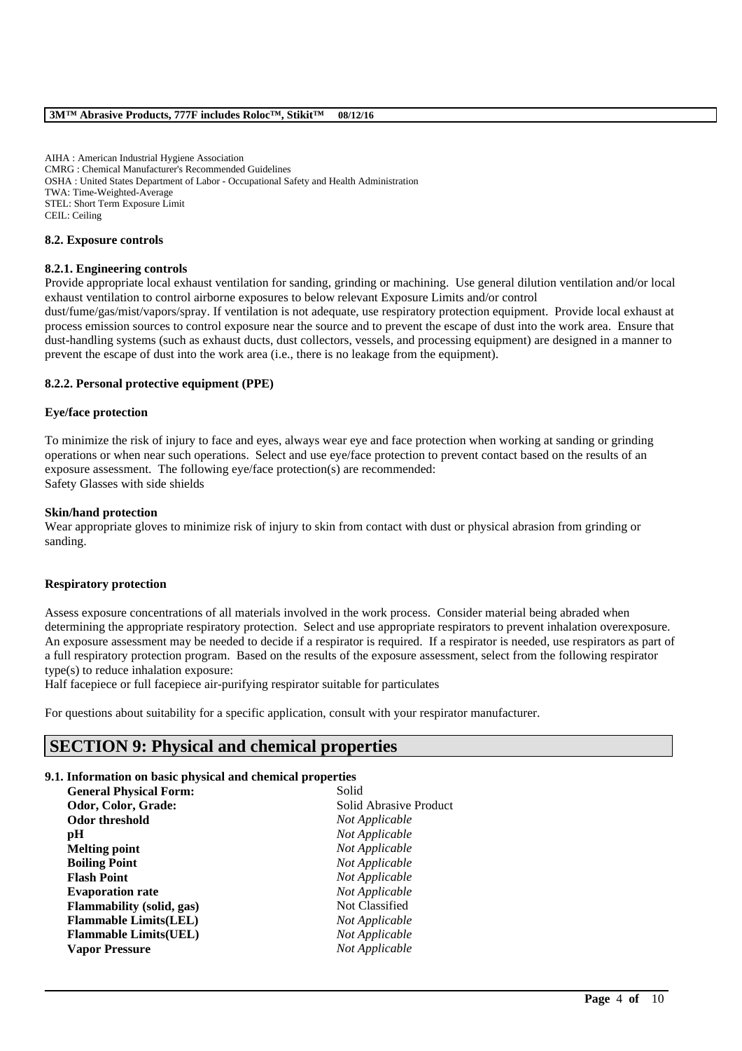AIHA : American Industrial Hygiene Association
CMRG : Chemical Manufacturer's Recommended Guidelines
OSHA : United States Department of Labor - Occupational Safety and Health Administration
TWA: Time-Weighted-Average
STEL: Short Term Exposure Limit
CEIL: Ceiling

### 8.2. Exposure controls

#### 8.2.1. Engineering controls

Provide appropriate local exhaust ventilation for sanding, grinding or machining. Use general dilution ventilation and/or local exhaust ventilation to control airborne exposures to below relevant Exposure Limits and/or control dust/fume/gas/mist/vapors/spray. If ventilation is not adequate, use respiratory protection equipment. Provide local exhaust at process emission sources to control exposure near the source and to prevent the escape of dust into the work area. Ensure that dust-handling systems (such as exhaust ducts, dust collectors, vessels, and processing equipment) are designed in a manner to prevent the escape of dust into the work area (i.e., there is no leakage from the equipment).

#### 8.2.2. Personal protective equipment (PPE)

**Eye/face protection**

To minimize the risk of injury to face and eyes, always wear eye and face protection when working at sanding or grinding operations or when near such operations. Select and use eye/face protection to prevent contact based on the results of an exposure assessment. The following eye/face protection(s) are recommended:
Safety Glasses with side shields

**Skin/hand protection**

Wear appropriate gloves to minimize risk of injury to skin from contact with dust or physical abrasion from grinding or sanding.

**Respiratory protection**

Assess exposure concentrations of all materials involved in the work process. Consider material being abraded when determining the appropriate respiratory protection. Select and use appropriate respirators to prevent inhalation overexposure. An exposure assessment may be needed to decide if a respirator is required. If a respirator is needed, use respirators as part of a full respiratory protection program. Based on the results of the exposure assessment, select from the following respirator type(s) to reduce inhalation exposure:
Half facepiece or full facepiece air-purifying respirator suitable for particulates

For questions about suitability for a specific application, consult with your respirator manufacturer.

## SECTION 9: Physical and chemical properties

### 9.1. Information on basic physical and chemical properties

| | |
|---|---|
| **General Physical Form:** | Solid |
| **Odor, Color, Grade:** | Solid Abrasive Product |
| **Odor threshold** | *Not Applicable* |
| **pH** | *Not Applicable* |
| **Melting point** | *Not Applicable* |
| **Boiling Point** | *Not Applicable* |
| **Flash Point** | *Not Applicable* |
| **Evaporation rate** | *Not Applicable* |
| **Flammability (solid, gas)** | Not Classified |
| **Flammable Limits(LEL)** | *Not Applicable* |
| **Flammable Limits(UEL)** | *Not Applicable* |
| **Vapor Pressure** | *Not Applicable* |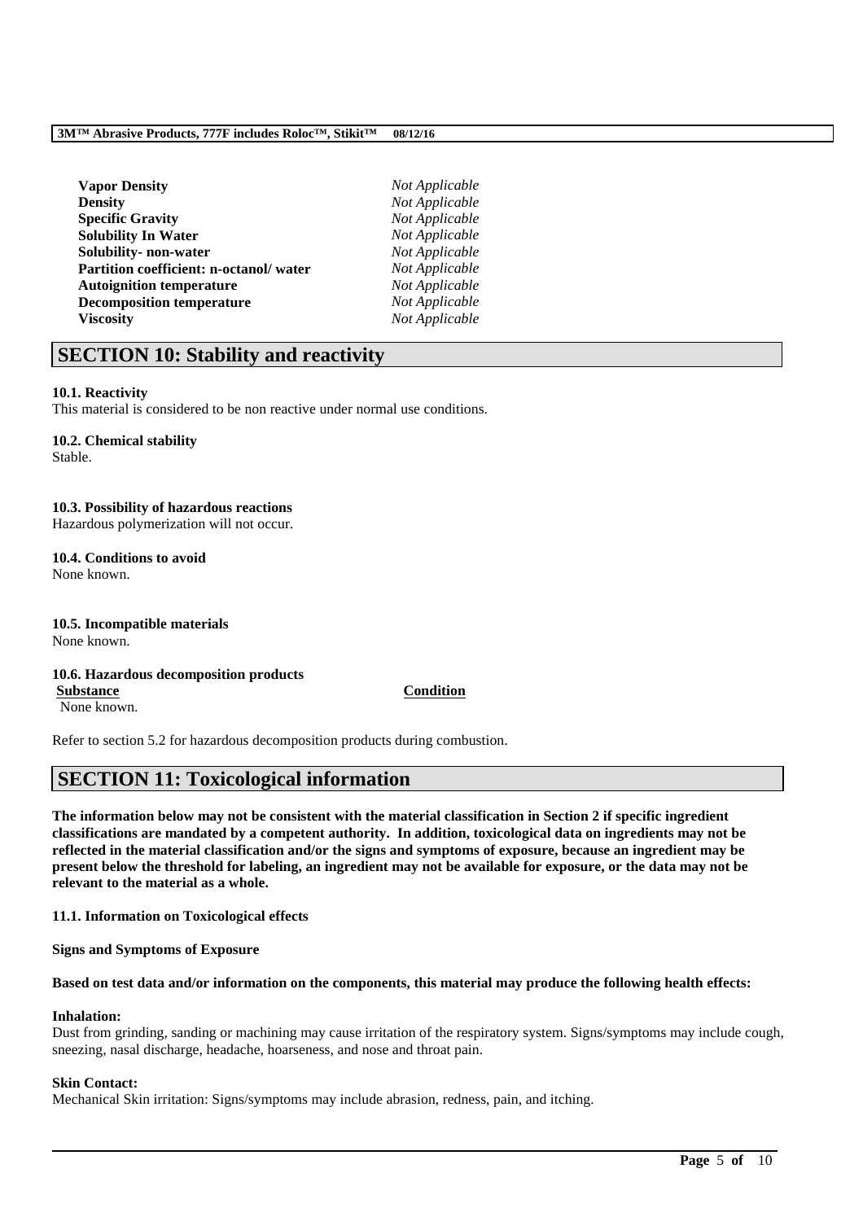| | |
|---|---|
| **Vapor Density** | *Not Applicable* |
| **Density** | *Not Applicable* |
| **Specific Gravity** | *Not Applicable* |
| **Solubility In Water** | *Not Applicable* |
| **Solubility- non-water** | *Not Applicable* |
| **Partition coefficient: n-octanol/ water** | *Not Applicable* |
| **Autoignition temperature** | *Not Applicable* |
| **Decomposition temperature** | *Not Applicable* |
| **Viscosity** | *Not Applicable* |

## SECTION 10: Stability and reactivity

**10.1. Reactivity**
This material is considered to be non reactive under normal use conditions.

**10.2. Chemical stability**
Stable.

**10.3. Possibility of hazardous reactions**
Hazardous polymerization will not occur.

**10.4. Conditions to avoid**
None known.

**10.5. Incompatible materials**
None known.

**10.6. Hazardous decomposition products**

| Substance | Condition |
|---|---|
| None known. | |

Refer to section 5.2 for hazardous decomposition products during combustion.

## SECTION 11: Toxicological information

**The information below may not be consistent with the material classification in Section 2 if specific ingredient classifications are mandated by a competent authority. In addition, toxicological data on ingredients may not be reflected in the material classification and/or the signs and symptoms of exposure, because an ingredient may be present below the threshold for labeling, an ingredient may not be available for exposure, or the data may not be relevant to the material as a whole.**

**11.1. Information on Toxicological effects**

**Signs and Symptoms of Exposure**

**Based on test data and/or information on the components, this material may produce the following health effects:**

**Inhalation:**
Dust from grinding, sanding or machining may cause irritation of the respiratory system. Signs/symptoms may include cough, sneezing, nasal discharge, headache, hoarseness, and nose and throat pain.

**Skin Contact:**
Mechanical Skin irritation: Signs/symptoms may include abrasion, redness, pain, and itching.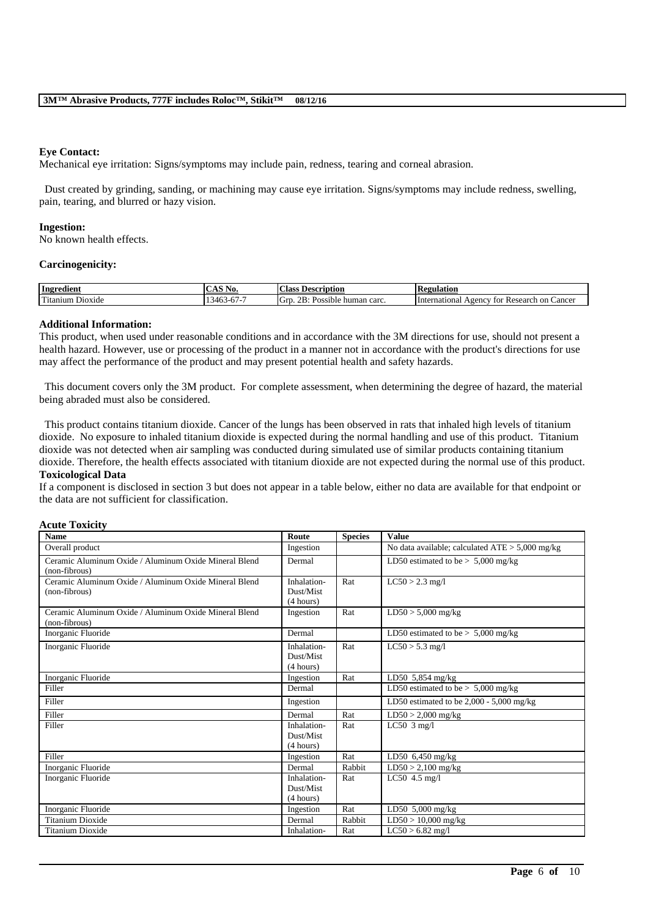**Eye Contact:**
Mechanical eye irritation: Signs/symptoms may include pain, redness, tearing and corneal abrasion.

Dust created by grinding, sanding, or machining may cause eye irritation. Signs/symptoms may include redness, swelling, pain, tearing, and blurred or hazy vision.

**Ingestion:**
No known health effects.

**Carcinogenicity:**

| Ingredient | CAS No. | Class Description | Regulation |
|---|---|---|---|
| Titanium Dioxide | 13463-67-7 | Grp. 2B: Possible human carc. | International Agency for Research on Cancer |

**Additional Information:**
This product, when used under reasonable conditions and in accordance with the 3M directions for use, should not present a health hazard. However, use or processing of the product in a manner not in accordance with the product's directions for use may affect the performance of the product and may present potential health and safety hazards.

This document covers only the 3M product. For complete assessment, when determining the degree of hazard, the material being abraded must also be considered.

This product contains titanium dioxide. Cancer of the lungs has been observed in rats that inhaled high levels of titanium dioxide. No exposure to inhaled titanium dioxide is expected during the normal handling and use of this product. Titanium dioxide was not detected when air sampling was conducted during simulated use of similar products containing titanium dioxide. Therefore, the health effects associated with titanium dioxide are not expected during the normal use of this product.

**Toxicological Data**
If a component is disclosed in section 3 but does not appear in a table below, either no data are available for that endpoint or the data are not sufficient for classification.

**Acute Toxicity**

| Name | Route | Species | Value |
|---|---|---|---|
| Overall product | Ingestion | | No data available; calculated ATE > 5,000 mg/kg |
| Ceramic Aluminum Oxide / Aluminum Oxide Mineral Blend (non-fibrous) | Dermal | | LD50 estimated to be > 5,000 mg/kg |
| Ceramic Aluminum Oxide / Aluminum Oxide Mineral Blend (non-fibrous) | Inhalation-Dust/Mist (4 hours) | Rat | LC50 > 2.3 mg/l |
| Ceramic Aluminum Oxide / Aluminum Oxide Mineral Blend (non-fibrous) | Ingestion | Rat | LD50 > 5,000 mg/kg |
| Inorganic Fluoride | Dermal | | LD50 estimated to be > 5,000 mg/kg |
| Inorganic Fluoride | Inhalation-Dust/Mist (4 hours) | Rat | LC50 > 5.3 mg/l |
| Inorganic Fluoride | Ingestion | Rat | LD50 5,854 mg/kg |
| Filler | Dermal | | LD50 estimated to be > 5,000 mg/kg |
| Filler | Ingestion | | LD50 estimated to be 2,000 - 5,000 mg/kg |
| Filler | Dermal | Rat | LD50 > 2,000 mg/kg |
| Filler | Inhalation-Dust/Mist (4 hours) | Rat | LC50 3 mg/l |
| Filler | Ingestion | Rat | LD50 6,450 mg/kg |
| Inorganic Fluoride | Dermal | Rabbit | LD50 > 2,100 mg/kg |
| Inorganic Fluoride | Inhalation-Dust/Mist (4 hours) | Rat | LC50 4.5 mg/l |
| Inorganic Fluoride | Ingestion | Rat | LD50 5,000 mg/kg |
| Titanium Dioxide | Dermal | Rabbit | LD50 > 10,000 mg/kg |
| Titanium Dioxide | Inhalation- | Rat | LC50 > 6.82 mg/l |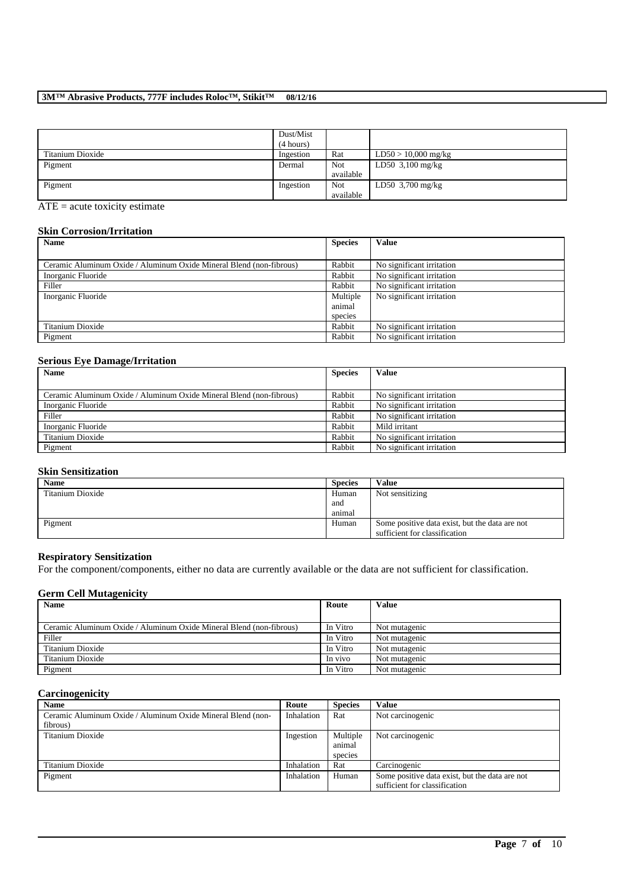| | Dust/Mist (4 hours) | | |
|---|---|---|---|
| Titanium Dioxide | Ingestion | Rat | LD50 > 10,000 mg/kg |
| Pigment | Dermal | Not available | LD50 3,100 mg/kg |
| Pigment | Ingestion | Not available | LD50 3,700 mg/kg |

ATE = acute toxicity estimate

### Skin Corrosion/Irritation

| Name | Species | Value |
|---|---|---|
| Ceramic Aluminum Oxide / Aluminum Oxide Mineral Blend (non-fibrous) | Rabbit | No significant irritation |
| Inorganic Fluoride | Rabbit | No significant irritation |
| Filler | Rabbit | No significant irritation |
| Inorganic Fluoride | Multiple animal species | No significant irritation |
| Titanium Dioxide | Rabbit | No significant irritation |
| Pigment | Rabbit | No significant irritation |

### Serious Eye Damage/Irritation

| Name | Species | Value |
|---|---|---|
| Ceramic Aluminum Oxide / Aluminum Oxide Mineral Blend (non-fibrous) | Rabbit | No significant irritation |
| Inorganic Fluoride | Rabbit | No significant irritation |
| Filler | Rabbit | No significant irritation |
| Inorganic Fluoride | Rabbit | Mild irritant |
| Titanium Dioxide | Rabbit | No significant irritation |
| Pigment | Rabbit | No significant irritation |

### Skin Sensitization

| Name | Species | Value |
|---|---|---|
| Titanium Dioxide | Human and animal | Not sensitizing |
| Pigment | Human | Some positive data exist, but the data are not sufficient for classification |

### Respiratory Sensitization

For the component/components, either no data are currently available or the data are not sufficient for classification.

### Germ Cell Mutagenicity

| Name | Route | Value |
|---|---|---|
| Ceramic Aluminum Oxide / Aluminum Oxide Mineral Blend (non-fibrous) | In Vitro | Not mutagenic |
| Filler | In Vitro | Not mutagenic |
| Titanium Dioxide | In Vitro | Not mutagenic |
| Titanium Dioxide | In vivo | Not mutagenic |
| Pigment | In Vitro | Not mutagenic |

### Carcinogenicity

| Name | Route | Species | Value |
|---|---|---|---|
| Ceramic Aluminum Oxide / Aluminum Oxide Mineral Blend (non-fibrous) | Inhalation | Rat | Not carcinogenic |
| Titanium Dioxide | Ingestion | Multiple animal species | Not carcinogenic |
| Titanium Dioxide | Inhalation | Rat | Carcinogenic |
| Pigment | Inhalation | Human | Some positive data exist, but the data are not sufficient for classification |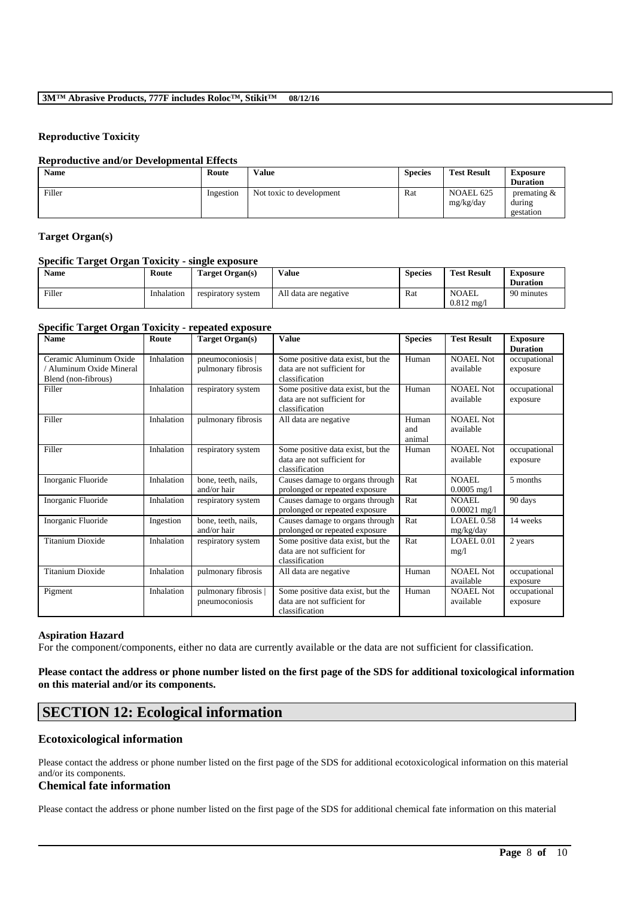### Reproductive Toxicity

#### Reproductive and/or Developmental Effects

| Name | Route | Value | Species | Test Result | Exposure Duration |
|---|---|---|---|---|---|
| Filler | Ingestion | Not toxic to development | Rat | NOAEL 625 mg/kg/day | premating & during gestation |

### Target Organ(s)

#### Specific Target Organ Toxicity - single exposure

| Name | Route | Target Organ(s) | Value | Species | Test Result | Exposure Duration |
|---|---|---|---|---|---|---|
| Filler | Inhalation | respiratory system | All data are negative | Rat | NOAEL 0.812 mg/l | 90 minutes |

#### Specific Target Organ Toxicity - repeated exposure

| Name | Route | Target Organ(s) | Value | Species | Test Result | Exposure Duration |
|---|---|---|---|---|---|---|
| Ceramic Aluminum Oxide / Aluminum Oxide Mineral Blend (non-fibrous) | Inhalation | pneumoconiosis \| pulmonary fibrosis | Some positive data exist, but the data are not sufficient for classification | Human | NOAEL Not available | occupational exposure |
| Filler | Inhalation | respiratory system | Some positive data exist, but the data are not sufficient for classification | Human | NOAEL Not available | occupational exposure |
| Filler | Inhalation | pulmonary fibrosis | All data are negative | Human and animal | NOAEL Not available | |
| Filler | Inhalation | respiratory system | Some positive data exist, but the data are not sufficient for classification | Human | NOAEL Not available | occupational exposure |
| Inorganic Fluoride | Inhalation | bone, teeth, nails, and/or hair | Causes damage to organs through prolonged or repeated exposure | Rat | NOAEL 0.0005 mg/l | 5 months |
| Inorganic Fluoride | Inhalation | respiratory system | Causes damage to organs through prolonged or repeated exposure | Rat | NOAEL 0.00021 mg/l | 90 days |
| Inorganic Fluoride | Ingestion | bone, teeth, nails, and/or hair | Causes damage to organs through prolonged or repeated exposure | Rat | LOAEL 0.58 mg/kg/day | 14 weeks |
| Titanium Dioxide | Inhalation | respiratory system | Some positive data exist, but the data are not sufficient for classification | Rat | LOAEL 0.01 mg/l | 2 years |
| Titanium Dioxide | Inhalation | pulmonary fibrosis | All data are negative | Human | NOAEL Not available | occupational exposure |
| Pigment | Inhalation | pulmonary fibrosis \| pneumoconiosis | Some positive data exist, but the data are not sufficient for classification | Human | NOAEL Not available | occupational exposure |

### Aspiration Hazard

For the component/components, either no data are currently available or the data are not sufficient for classification.

**Please contact the address or phone number listed on the first page of the SDS for additional toxicological information on this material and/or its components.**

## SECTION 12: Ecological information

### Ecotoxicological information

Please contact the address or phone number listed on the first page of the SDS for additional ecotoxicological information on this material and/or its components.

### Chemical fate information

Please contact the address or phone number listed on the first page of the SDS for additional chemical fate information on this material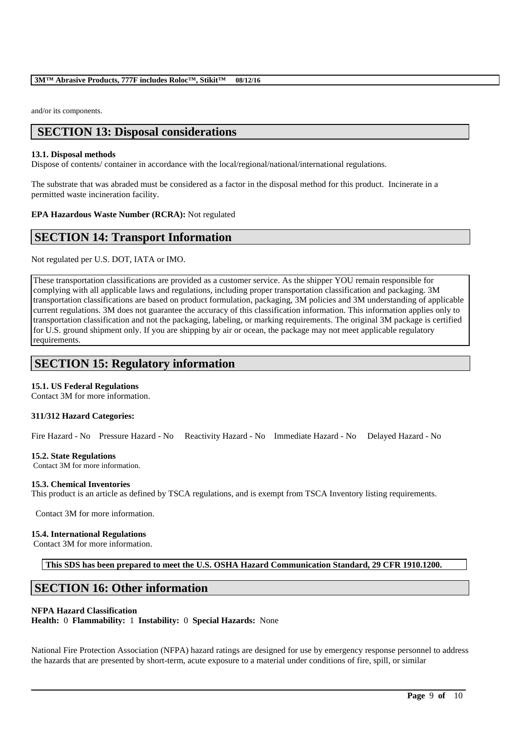and/or its components.

## SECTION 13: Disposal considerations

**13.1. Disposal methods**

Dispose of contents/ container in accordance with the local/regional/national/international regulations.

The substrate that was abraded must be considered as a factor in the disposal method for this product. Incinerate in a permitted waste incineration facility.

**EPA Hazardous Waste Number (RCRA):** Not regulated

## SECTION 14: Transport Information

Not regulated per U.S. DOT, IATA or IMO.

These transportation classifications are provided as a customer service. As the shipper YOU remain responsible for complying with all applicable laws and regulations, including proper transportation classification and packaging. 3M transportation classifications are based on product formulation, packaging, 3M policies and 3M understanding of applicable current regulations. 3M does not guarantee the accuracy of this classification information. This information applies only to transportation classification and not the packaging, labeling, or marking requirements. The original 3M package is certified for U.S. ground shipment only. If you are shipping by air or ocean, the package may not meet applicable regulatory requirements.

## SECTION 15: Regulatory information

**15.1. US Federal Regulations**

Contact 3M for more information.

**311/312 Hazard Categories:**

Fire Hazard - No  Pressure Hazard - No  Reactivity Hazard - No  Immediate Hazard - No  Delayed Hazard - No

**15.2. State Regulations**

Contact 3M for more information.

**15.3. Chemical Inventories**

This product is an article as defined by TSCA regulations, and is exempt from TSCA Inventory listing requirements.

Contact 3M for more information.

**15.4. International Regulations**

Contact 3M for more information.

**This SDS has been prepared to meet the U.S. OSHA Hazard Communication Standard, 29 CFR 1910.1200.**

## SECTION 16: Other information

**NFPA Hazard Classification**

**Health:** 0 **Flammability:** 1 **Instability:** 0 **Special Hazards:** None

National Fire Protection Association (NFPA) hazard ratings are designed for use by emergency response personnel to address the hazards that are presented by short-term, acute exposure to a material under conditions of fire, spill, or similar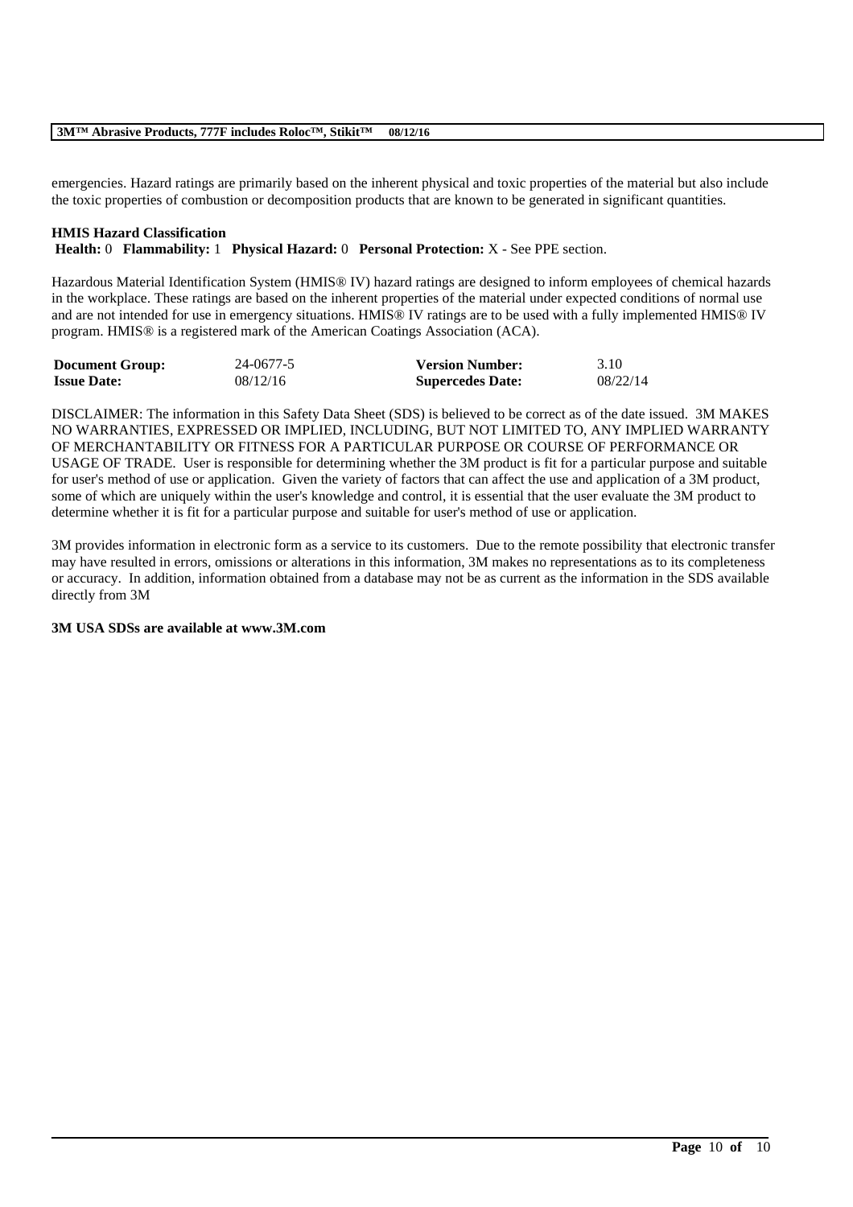emergencies. Hazard ratings are primarily based on the inherent physical and toxic properties of the material but also include the toxic properties of combustion or decomposition products that are known to be generated in significant quantities.

**HMIS Hazard Classification**

**Health:** 0 **Flammability:** 1 **Physical Hazard:** 0 **Personal Protection:** X - See PPE section.

Hazardous Material Identification System (HMIS® IV) hazard ratings are designed to inform employees of chemical hazards in the workplace. These ratings are based on the inherent properties of the material under expected conditions of normal use and are not intended for use in emergency situations. HMIS® IV ratings are to be used with a fully implemented HMIS® IV program. HMIS® is a registered mark of the American Coatings Association (ACA).

| | | | |
|---|---|---|---|
| **Document Group:** | 24-0677-5 | **Version Number:** | 3.10 |
| **Issue Date:** | 08/12/16 | **Supercedes Date:** | 08/22/14 |

DISCLAIMER: The information in this Safety Data Sheet (SDS) is believed to be correct as of the date issued. 3M MAKES NO WARRANTIES, EXPRESSED OR IMPLIED, INCLUDING, BUT NOT LIMITED TO, ANY IMPLIED WARRANTY OF MERCHANTABILITY OR FITNESS FOR A PARTICULAR PURPOSE OR COURSE OF PERFORMANCE OR USAGE OF TRADE. User is responsible for determining whether the 3M product is fit for a particular purpose and suitable for user's method of use or application. Given the variety of factors that can affect the use and application of a 3M product, some of which are uniquely within the user's knowledge and control, it is essential that the user evaluate the 3M product to determine whether it is fit for a particular purpose and suitable for user's method of use or application.

3M provides information in electronic form as a service to its customers. Due to the remote possibility that electronic transfer may have resulted in errors, omissions or alterations in this information, 3M makes no representations as to its completeness or accuracy. In addition, information obtained from a database may not be as current as the information in the SDS available directly from 3M

**3M USA SDSs are available at www.3M.com**